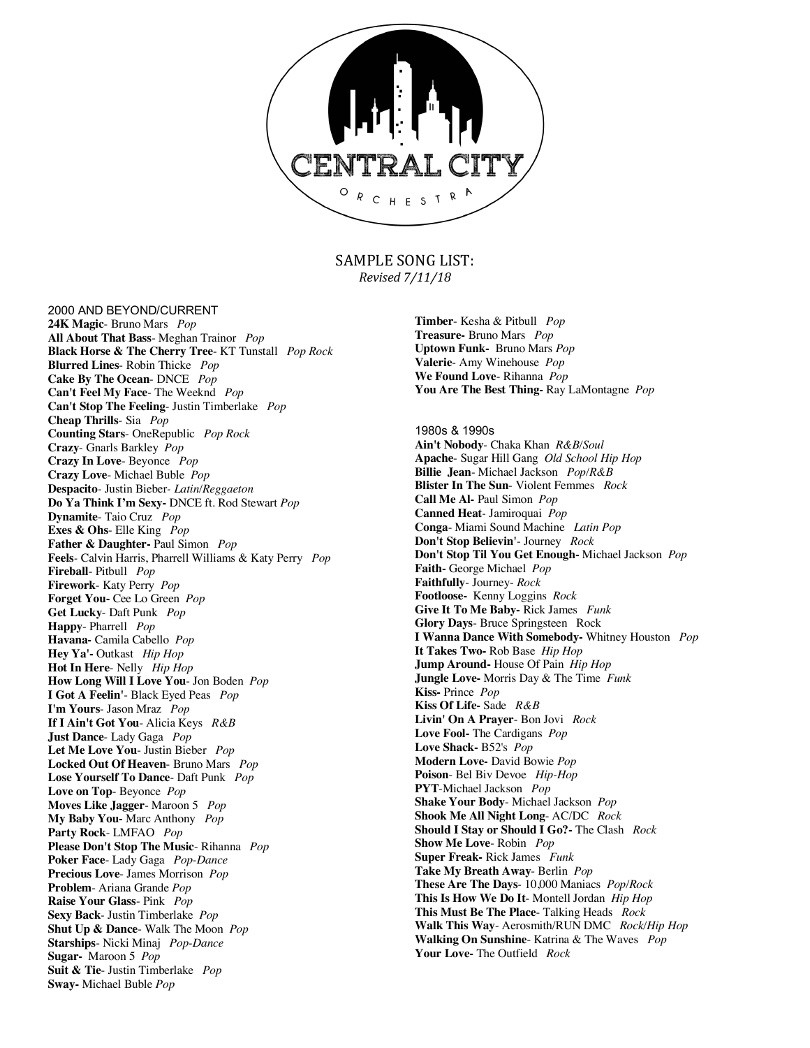# CENTRAL CITY ORCHESTRA

## SAMPLE SONG LIST:

*Revised 7/11/18*

### 2000 AND BEYOND/CURRENT

**24K Magic**- Bruno Mars *Pop*
**All About That Bass**- Meghan Trainor *Pop*
**Black Horse & The Cherry Tree**- KT Tunstall *Pop Rock*
**Blurred Lines**- Robin Thicke *Pop*
**Cake By The Ocean**- DNCE *Pop*
**Can't Feel My Face**- The Weeknd *Pop*
**Can't Stop The Feeling**- Justin Timberlake *Pop*
**Cheap Thrills**- Sia *Pop*
**Counting Stars**- OneRepublic *Pop Rock*
**Crazy**- Gnarls Barkley *Pop*
**Crazy In Love**- Beyonce *Pop*
**Crazy Love**- Michael Buble *Pop*
**Despacito**- Justin Bieber- *Latin/Reggaeton*
**Do Ya Think I'm Sexy-** DNCE ft. Rod Stewart *Pop*
**Dynamite**- Taio Cruz *Pop*
**Exes & Ohs**- Elle King *Pop*
**Father & Daughter-** Paul Simon *Pop*
**Feels**- Calvin Harris, Pharrell Williams & Katy Perry *Pop*
**Fireball**- Pitbull *Pop*
**Firework**- Katy Perry *Pop*
**Forget You-** Cee Lo Green *Pop*
**Get Lucky**- Daft Punk *Pop*
**Happy**- Pharrell *Pop*
**Havana-** Camila Cabello *Pop*
**Hey Ya'-** Outkast *Hip Hop*
**Hot In Here**- Nelly *Hip Hop*
**How Long Will I Love You**- Jon Boden *Pop*
**I Got A Feelin'**- Black Eyed Peas *Pop*
**I'm Yours**- Jason Mraz *Pop*
**If I Ain't Got You**- Alicia Keys *R&B*
**Just Dance**- Lady Gaga *Pop*
**Let Me Love You**- Justin Bieber *Pop*
**Locked Out Of Heaven**- Bruno Mars *Pop*
**Lose Yourself To Dance**- Daft Punk *Pop*
**Love on Top**- Beyonce *Pop*
**Moves Like Jagger**- Maroon 5 *Pop*
**My Baby You-** Marc Anthony *Pop*
**Party Rock**- LMFAO *Pop*
**Please Don't Stop The Music**- Rihanna *Pop*
**Poker Face**- Lady Gaga *Pop-Dance*
**Precious Love**- James Morrison *Pop*
**Problem**- Ariana Grande *Pop*
**Raise Your Glass**- Pink *Pop*
**Sexy Back**- Justin Timberlake *Pop*
**Shut Up & Dance**- Walk The Moon *Pop*
**Starships**- Nicki Minaj *Pop-Dance*
**Sugar-** Maroon 5 *Pop*
**Suit & Tie**- Justin Timberlake *Pop*
**Sway-** Michael Buble *Pop*
**Timber**- Kesha & Pitbull *Pop*
**Treasure-** Bruno Mars *Pop*
**Uptown Funk-** Bruno Mars *Pop*
**Valerie**- Amy Winehouse *Pop*
**We Found Love**- Rihanna *Pop*
**You Are The Best Thing-** Ray LaMontagne *Pop*

### 1980s & 1990s

**Ain't Nobody**- Chaka Khan *R&B/Soul*
**Apache**- Sugar Hill Gang *Old School Hip Hop*
**Billie Jean**- Michael Jackson *Pop/R&B*
**Blister In The Sun**- Violent Femmes *Rock*
**Call Me Al-** Paul Simon *Pop*
**Canned Heat**- Jamiroquai *Pop*
**Conga**- Miami Sound Machine *Latin Pop*
**Don't Stop Believin'**- Journey *Rock*
**Don't Stop Til You Get Enough-** Michael Jackson *Pop*
**Faith-** George Michael *Pop*
**Faithfully**- Journey- *Rock*
**Footloose-** Kenny Loggins *Rock*
**Give It To Me Baby-** Rick James *Funk*
**Glory Days**- Bruce Springsteen Rock
**I Wanna Dance With Somebody-** Whitney Houston *Pop*
**It Takes Two-** Rob Base *Hip Hop*
**Jump Around-** House Of Pain *Hip Hop*
**Jungle Love-** Morris Day & The Time *Funk*
**Kiss-** Prince *Pop*
**Kiss Of Life-** Sade *R&B*
**Livin' On A Prayer**- Bon Jovi *Rock*
**Love Fool-** The Cardigans *Pop*
**Love Shack-** B52's *Pop*
**Modern Love-** David Bowie *Pop*
**Poison**- Bel Biv Devoe *Hip-Hop*
**PYT**-Michael Jackson *Pop*
**Shake Your Body**- Michael Jackson *Pop*
**Shook Me All Night Long**- AC/DC *Rock*
**Should I Stay or Should I Go?-** The Clash *Rock*
**Show Me Love**- Robin *Pop*
**Super Freak-** Rick James *Funk*
**Take My Breath Away**- Berlin *Pop*
**These Are The Days**- 10,000 Maniacs *Pop/Rock*
**This Is How We Do It**- Montell Jordan *Hip Hop*
**This Must Be The Place**- Talking Heads *Rock*
**Walk This Way**- Aerosmith/RUN DMC *Rock/Hip Hop*
**Walking On Sunshine**- Katrina & The Waves *Pop*
**Your Love-** The Outfield *Rock*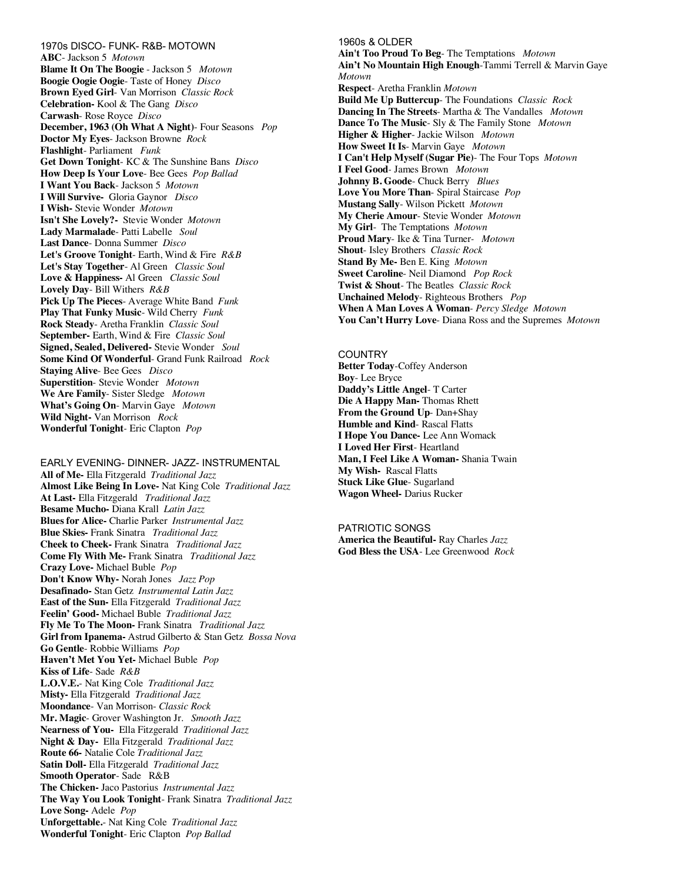## 1970s DISCO- FUNK- R&B- MOTOWN

**ABC**- Jackson 5 *Motown*
**Blame It On The Boogie** - Jackson 5 *Motown*
**Boogie Oogie Oogie**- Taste of Honey *Disco*
**Brown Eyed Girl**- Van Morrison *Classic Rock*
**Celebration-** Kool & The Gang *Disco*
**Carwash**- Rose Royce *Disco*
**December, 1963 (Oh What A Night)**- Four Seasons *Pop*
**Doctor My Eyes**- Jackson Browne *Rock*
**Flashlight**- Parliament *Funk*
**Get Down Tonight**- KC & The Sunshine Bans *Disco*
**How Deep Is Your Love**- Bee Gees *Pop Ballad*
**I Want You Back**- Jackson 5 *Motown*
**I Will Survive-** Gloria Gaynor *Disco*
**I Wish-** Stevie Wonder *Motown*
**Isn't She Lovely?-** Stevie Wonder *Motown*
**Lady Marmalade**- Patti Labelle *Soul*
**Last Dance**- Donna Summer *Disco*
**Let's Groove Tonight**- Earth, Wind & Fire *R&B*
**Let's Stay Together**- Al Green *Classic Soul*
**Love & Happiness-** Al Green *Classic Soul*
**Lovely Day**- Bill Withers *R&B*
**Pick Up The Pieces**- Average White Band *Funk*
**Play That Funky Music**- Wild Cherry *Funk*
**Rock Steady**- Aretha Franklin *Classic Soul*
**September-** Earth, Wind & Fire *Classic Soul*
**Signed, Sealed, Delivered-** Stevie Wonder *Soul*
**Some Kind Of Wonderful**- Grand Funk Railroad *Rock*
**Staying Alive**- Bee Gees *Disco*
**Superstition**- Stevie Wonder *Motown*
**We Are Family**- Sister Sledge *Motown*
**What's Going On**- Marvin Gaye *Motown*
**Wild Night-** Van Morrison *Rock*
**Wonderful Tonight**- Eric Clapton *Pop*

## EARLY EVENING- DINNER- JAZZ- INSTRUMENTAL

**All of Me-** Ella Fitzgerald *Traditional Jazz*
**Almost Like Being In Love-** Nat King Cole *Traditional Jazz*
**At Last-** Ella Fitzgerald *Traditional Jazz*
**Besame Mucho-** Diana Krall *Latin Jazz*
**Blues for Alice-** Charlie Parker *Instrumental Jazz*
**Blue Skies-** Frank Sinatra *Traditional Jazz*
**Cheek to Cheek-** Frank Sinatra *Traditional Jazz*
**Come Fly With Me-** Frank Sinatra *Traditional Jazz*
**Crazy Love-** Michael Buble *Pop*
**Don't Know Why-** Norah Jones *Jazz Pop*
**Desafinado-** Stan Getz *Instrumental Latin Jazz*
**East of the Sun-** Ella Fitzgerald *Traditional Jazz*
**Feelin' Good-** Michael Buble *Traditional Jazz*
**Fly Me To The Moon-** Frank Sinatra *Traditional Jazz*
**Girl from Ipanema-** Astrud Gilberto & Stan Getz *Bossa Nova*
**Go Gentle**- Robbie Williams *Pop*
**Haven't Met You Yet-** Michael Buble *Pop*
**Kiss of Life**- Sade *R&B*
**L.O.V.E.**- Nat King Cole *Traditional Jazz*
**Misty-** Ella Fitzgerald *Traditional Jazz*
**Moondance**- Van Morrison- *Classic Rock*
**Mr. Magic**- Grover Washington Jr. *Smooth Jazz*
**Nearness of You-** Ella Fitzgerald *Traditional Jazz*
**Night & Day-** Ella Fitzgerald *Traditional Jazz*
**Route 66-** Natalie Cole *Traditional Jazz*
**Satin Doll-** Ella Fitzgerald *Traditional Jazz*
**Smooth Operator**- Sade R&B
**The Chicken-** Jaco Pastorius *Instrumental Jazz*
**The Way You Look Tonight**- Frank Sinatra *Traditional Jazz*
**Love Song-** Adele *Pop*
**Unforgettable.**- Nat King Cole *Traditional Jazz*
**Wonderful Tonight**- Eric Clapton *Pop Ballad*

## 1960s & OLDER

**Ain't Too Proud To Beg**- The Temptations *Motown*
**Ain't No Mountain High Enough**-Tammi Terrell & Marvin Gaye *Motown*
**Respect**- Aretha Franklin *Motown*
**Build Me Up Buttercup**- The Foundations *Classic Rock*
**Dancing In The Streets**- Martha & The Vandalles *Motown*
**Dance To The Music**- Sly & The Family Stone *Motown*
**Higher & Higher**- Jackie Wilson *Motown*
**How Sweet It Is**- Marvin Gaye *Motown*
**I Can't Help Myself (Sugar Pie)**- The Four Tops *Motown*
**I Feel Good**- James Brown *Motown*
**Johnny B. Goode**- Chuck Berry *Blues*
**Love You More Than**- Spiral Staircase *Pop*
**Mustang Sally**- Wilson Pickett *Motown*
**My Cherie Amour**- Stevie Wonder *Motown*
**My Girl**- The Temptations *Motown*
**Proud Mary**- Ike & Tina Turner- *Motown*
**Shout**- Isley Brothers *Classic Rock*
**Stand By Me-** Ben E. King *Motown*
**Sweet Caroline**- Neil Diamond *Pop Rock*
**Twist & Shout**- The Beatles *Classic Rock*
**Unchained Melody**- Righteous Brothers *Pop*
**When A Man Loves A Woman**- *Percy Sledge Motown*
**You Can't Hurry Love**- Diana Ross and the Supremes *Motown*

## COUNTRY

**Better Today**-Coffey Anderson
**Boy**- Lee Bryce
**Daddy's Little Angel**- T Carter
**Die A Happy Man-** Thomas Rhett
**From the Ground Up**- Dan+Shay
**Humble and Kind**- Rascal Flatts
**I Hope You Dance-** Lee Ann Womack
**I Loved Her First**- Heartland
**Man, I Feel Like A Woman-** Shania Twain
**My Wish-** Rascal Flatts
**Stuck Like Glue**- Sugarland
**Wagon Wheel-** Darius Rucker

## PATRIOTIC SONGS

**America the Beautiful-** Ray Charles *Jazz*
**God Bless the USA**- Lee Greenwood *Rock*